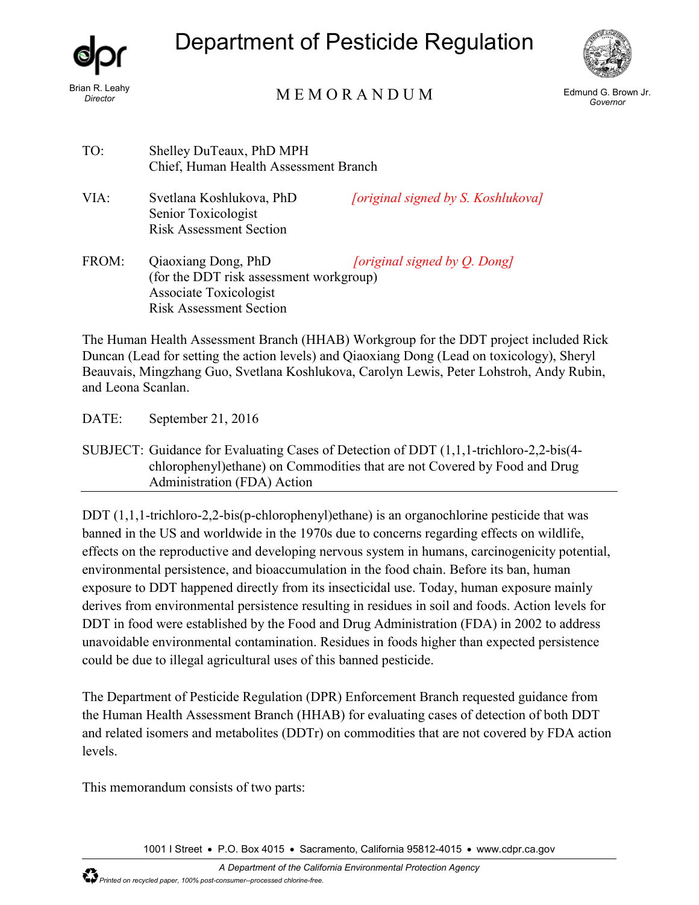# Department of Pesticide Regulation

Brian R. Leahy
*Director*

MEMORANDUM

Edmund G. Brown Jr.
*Governor*

TO: Shelley DuTeaux, PhD MPH
Chief, Human Health Assessment Branch

VIA: Svetlana Koshlukova, PhD *[original signed by S. Koshlukova]*
Senior Toxicologist
Risk Assessment Section

FROM: Qiaoxiang Dong, PhD *[original signed by Q. Dong]*
(for the DDT risk assessment workgroup)
Associate Toxicologist
Risk Assessment Section

The Human Health Assessment Branch (HHAB) Workgroup for the DDT project included Rick Duncan (Lead for setting the action levels) and Qiaoxiang Dong (Lead on toxicology), Sheryl Beauvais, Mingzhang Guo, Svetlana Koshlukova, Carolyn Lewis, Peter Lohstroh, Andy Rubin, and Leona Scanlan.

DATE: September 21, 2016

SUBJECT: Guidance for Evaluating Cases of Detection of DDT (1,1,1-trichloro-2,2-bis(4-chlorophenyl)ethane) on Commodities that are not Covered by Food and Drug Administration (FDA) Action

---

DDT (1,1,1-trichloro-2,2-bis(p-chlorophenyl)ethane) is an organochlorine pesticide that was banned in the US and worldwide in the 1970s due to concerns regarding effects on wildlife, effects on the reproductive and developing nervous system in humans, carcinogenicity potential, environmental persistence, and bioaccumulation in the food chain. Before its ban, human exposure to DDT happened directly from its insecticidal use. Today, human exposure mainly derives from environmental persistence resulting in residues in soil and foods. Action levels for DDT in food were established by the Food and Drug Administration (FDA) in 2002 to address unavoidable environmental contamination. Residues in foods higher than expected persistence could be due to illegal agricultural uses of this banned pesticide.

The Department of Pesticide Regulation (DPR) Enforcement Branch requested guidance from the Human Health Assessment Branch (HHAB) for evaluating cases of detection of both DDT and related isomers and metabolites (DDTr) on commodities that are not covered by FDA action levels.

This memorandum consists of two parts:

1001 I Street • P.O. Box 4015 • Sacramento, California 95812-4015 • www.cdpr.ca.gov

*A Department of the California Environmental Protection Agency*

*Printed on recycled paper, 100% post-consumer--processed chlorine-free.*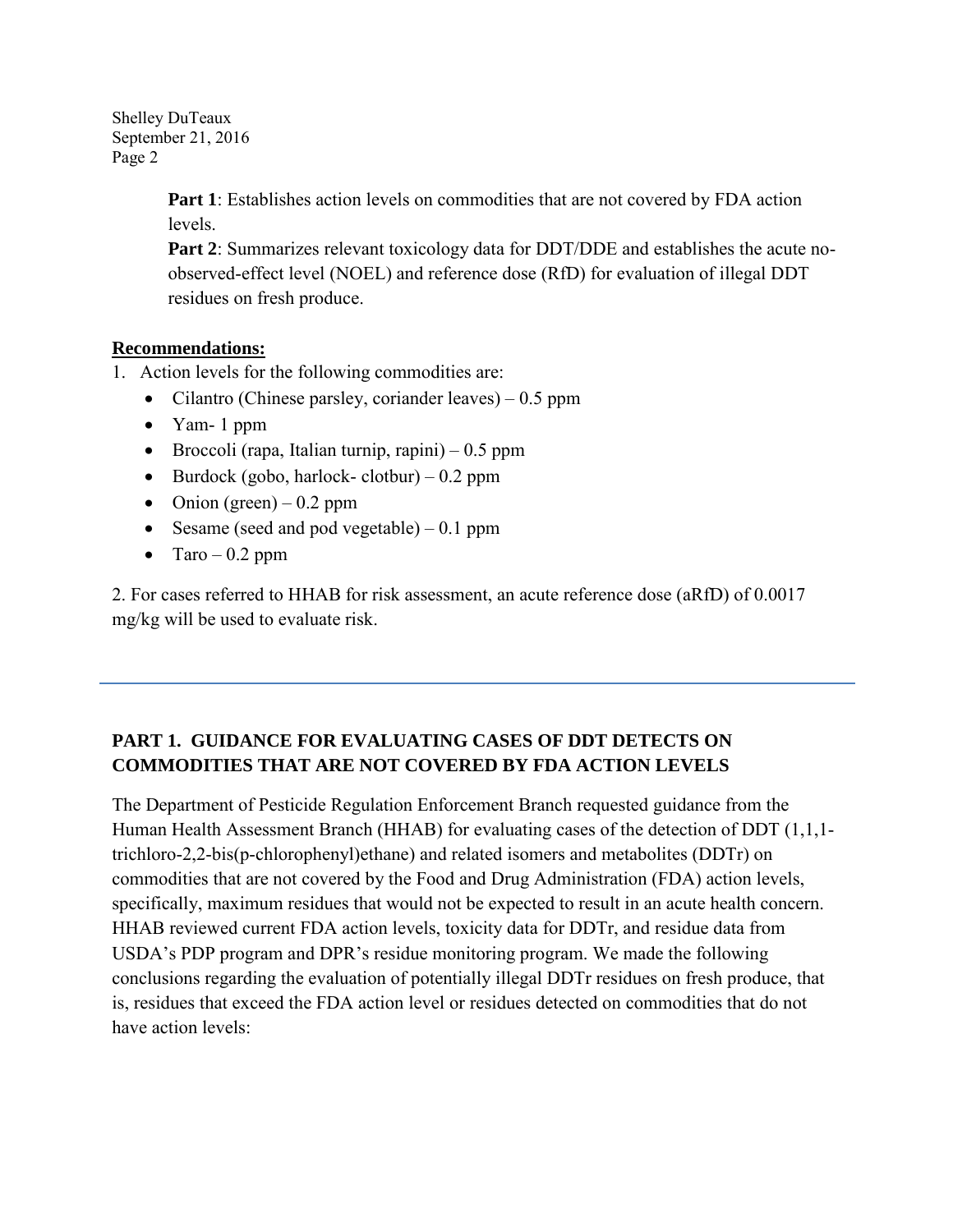**Part 1**: Establishes action levels on commodities that are not covered by FDA action levels.

**Part 2**: Summarizes relevant toxicology data for DDT/DDE and establishes the acute no-observed-effect level (NOEL) and reference dose (RfD) for evaluation of illegal DDT residues on fresh produce.

**Recommendations:**

1. Action levels for the following commodities are:
   - Cilantro (Chinese parsley, coriander leaves) – 0.5 ppm
   - Yam- 1 ppm
   - Broccoli (rapa, Italian turnip, rapini) – 0.5 ppm
   - Burdock (gobo, harlock- clotbur) – 0.2 ppm
   - Onion (green) – 0.2 ppm
   - Sesame (seed and pod vegetable) – 0.1 ppm
   - Taro – 0.2 ppm

2. For cases referred to HHAB for risk assessment, an acute reference dose (aRfD) of 0.0017 mg/kg will be used to evaluate risk.

---

## PART 1. GUIDANCE FOR EVALUATING CASES OF DDT DETECTS ON COMMODITIES THAT ARE NOT COVERED BY FDA ACTION LEVELS

The Department of Pesticide Regulation Enforcement Branch requested guidance from the Human Health Assessment Branch (HHAB) for evaluating cases of the detection of DDT (1,1,1-trichloro-2,2-bis(p-chlorophenyl)ethane) and related isomers and metabolites (DDTr) on commodities that are not covered by the Food and Drug Administration (FDA) action levels, specifically, maximum residues that would not be expected to result in an acute health concern. HHAB reviewed current FDA action levels, toxicity data for DDTr, and residue data from USDA's PDP program and DPR's residue monitoring program. We made the following conclusions regarding the evaluation of potentially illegal DDTr residues on fresh produce, that is, residues that exceed the FDA action level or residues detected on commodities that do not have action levels: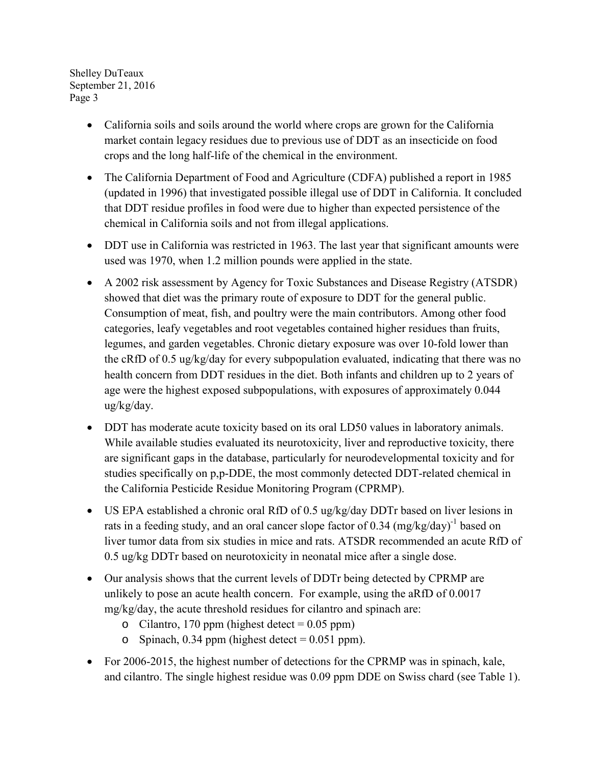- California soils and soils around the world where crops are grown for the California market contain legacy residues due to previous use of DDT as an insecticide on food crops and the long half-life of the chemical in the environment.
- The California Department of Food and Agriculture (CDFA) published a report in 1985 (updated in 1996) that investigated possible illegal use of DDT in California. It concluded that DDT residue profiles in food were due to higher than expected persistence of the chemical in California soils and not from illegal applications.
- DDT use in California was restricted in 1963. The last year that significant amounts were used was 1970, when 1.2 million pounds were applied in the state.
- A 2002 risk assessment by Agency for Toxic Substances and Disease Registry (ATSDR) showed that diet was the primary route of exposure to DDT for the general public. Consumption of meat, fish, and poultry were the main contributors. Among other food categories, leafy vegetables and root vegetables contained higher residues than fruits, legumes, and garden vegetables. Chronic dietary exposure was over 10-fold lower than the cRfD of 0.5 ug/kg/day for every subpopulation evaluated, indicating that there was no health concern from DDT residues in the diet. Both infants and children up to 2 years of age were the highest exposed subpopulations, with exposures of approximately 0.044 ug/kg/day.
- DDT has moderate acute toxicity based on its oral LD50 values in laboratory animals. While available studies evaluated its neurotoxicity, liver and reproductive toxicity, there are significant gaps in the database, particularly for neurodevelopmental toxicity and for studies specifically on p,p-DDE, the most commonly detected DDT-related chemical in the California Pesticide Residue Monitoring Program (CPRMP).
- US EPA established a chronic oral RfD of 0.5 ug/kg/day DDTr based on liver lesions in rats in a feeding study, and an oral cancer slope factor of 0.34 $(mg/kg/day)^{-1}$ based on liver tumor data from six studies in mice and rats. ATSDR recommended an acute RfD of 0.5 ug/kg DDTr based on neurotoxicity in neonatal mice after a single dose.
- Our analysis shows that the current levels of DDTr being detected by CPRMP are unlikely to pose an acute health concern. For example, using the aRfD of 0.0017 mg/kg/day, the acute threshold residues for cilantro and spinach are:
  - Cilantro, 170 ppm (highest detect = 0.05 ppm)
  - Spinach, 0.34 ppm (highest detect = 0.051 ppm).
- For 2006-2015, the highest number of detections for the CPRMP was in spinach, kale, and cilantro. The single highest residue was 0.09 ppm DDE on Swiss chard (see Table 1).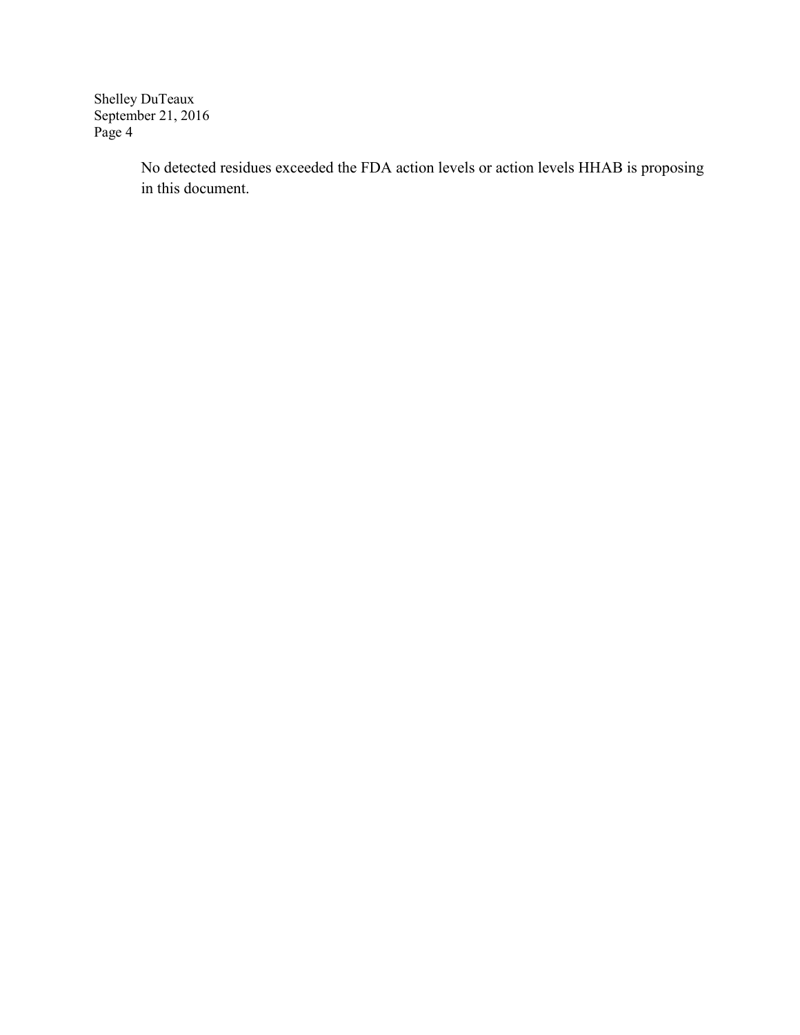No detected residues exceeded the FDA action levels or action levels HHAB is proposing in this document.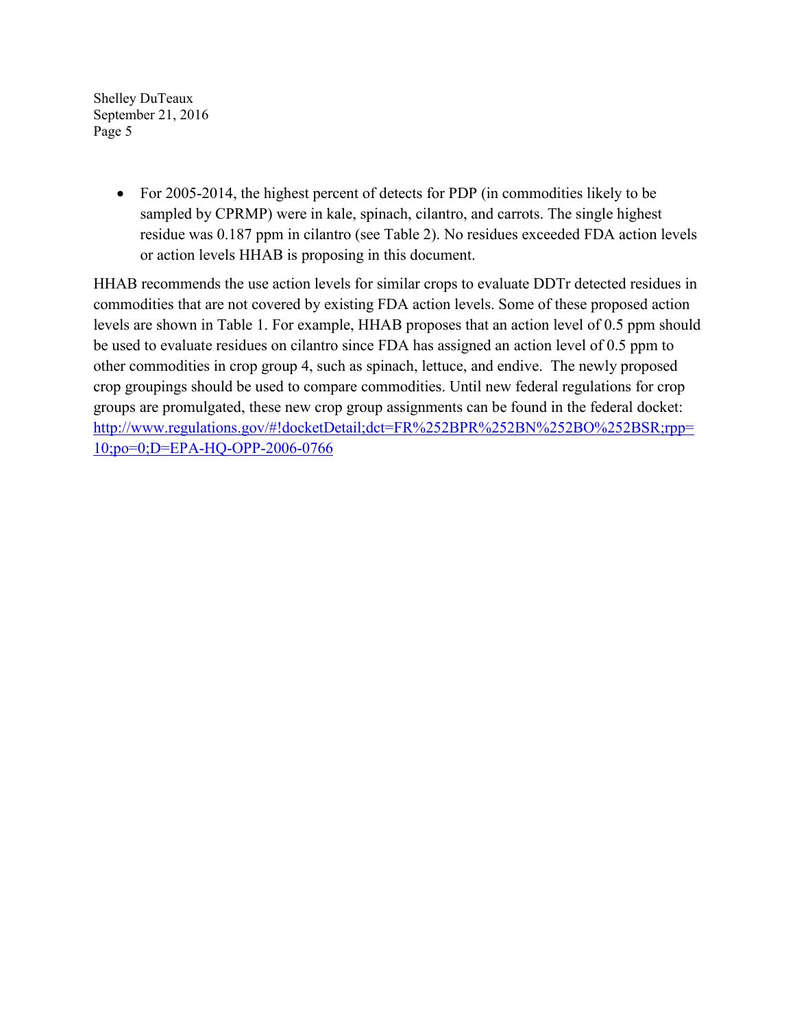- For 2005-2014, the highest percent of detects for PDP (in commodities likely to be sampled by CPRMP) were in kale, spinach, cilantro, and carrots. The single highest residue was 0.187 ppm in cilantro (see Table 2). No residues exceeded FDA action levels or action levels HHAB is proposing in this document.

HHAB recommends the use action levels for similar crops to evaluate DDTr detected residues in commodities that are not covered by existing FDA action levels. Some of these proposed action levels are shown in Table 1. For example, HHAB proposes that an action level of 0.5 ppm should be used to evaluate residues on cilantro since FDA has assigned an action level of 0.5 ppm to other commodities in crop group 4, such as spinach, lettuce, and endive. The newly proposed crop groupings should be used to compare commodities. Until new federal regulations for crop groups are promulgated, these new crop group assignments can be found in the federal docket: [http://www.regulations.gov/#!docketDetail;dct=FR%252BPR%252BN%252BO%252BSR;rpp=10;po=0;D=EPA-HQ-OPP-2006-0766](http://www.regulations.gov/#!docketDetail;dct=FR%252BPR%252BN%252BO%252BSR;rpp=10;po=0;D=EPA-HQ-OPP-2006-0766)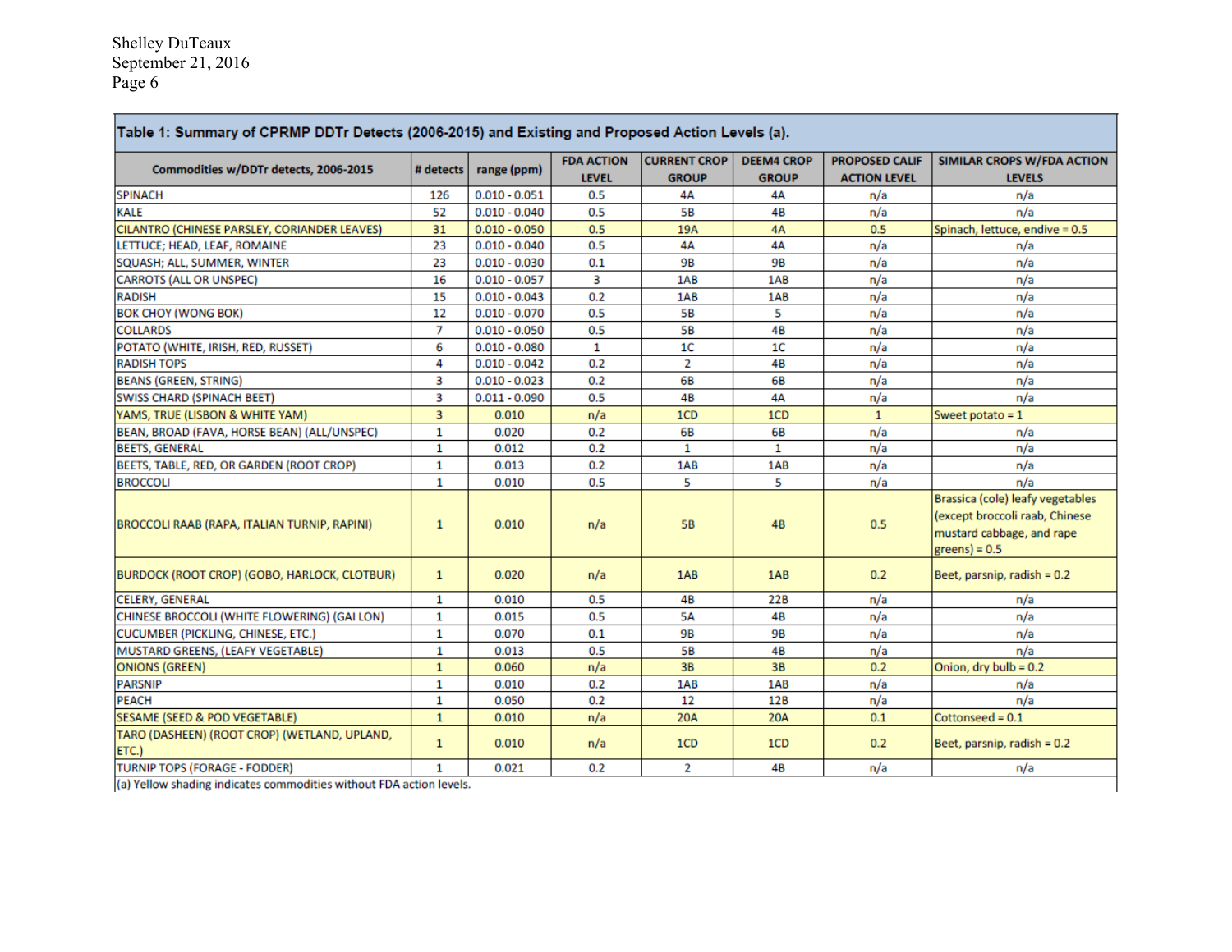**Table 1: Summary of CPRMP DDTr Detects (2006-2015) and Existing and Proposed Action Levels (a).**

| Commodities w/DDTr detects, 2006-2015 | # detects | range (ppm) | FDA ACTION LEVEL | CURRENT CROP GROUP | DEEM4 CROP GROUP | PROPOSED CALIF ACTION LEVEL | SIMILAR CROPS W/FDA ACTION LEVELS |
|---|---|---|---|---|---|---|---|
| SPINACH | 126 | 0.010 - 0.051 | 0.5 | 4A | 4A | n/a | n/a |
| KALE | 52 | 0.010 - 0.040 | 0.5 | 5B | 4B | n/a | n/a |
| CILANTRO (CHINESE PARSLEY, CORIANDER LEAVES) | 31 | 0.010 - 0.050 | 0.5 | 19A | 4A | 0.5 | Spinach, lettuce, endive = 0.5 |
| LETTUCE; HEAD, LEAF, ROMAINE | 23 | 0.010 - 0.040 | 0.5 | 4A | 4A | n/a | n/a |
| SQUASH; ALL, SUMMER, WINTER | 23 | 0.010 - 0.030 | 0.1 | 9B | 9B | n/a | n/a |
| CARROTS (ALL OR UNSPEC) | 16 | 0.010 - 0.057 | 3 | 1AB | 1AB | n/a | n/a |
| RADISH | 15 | 0.010 - 0.043 | 0.2 | 1AB | 1AB | n/a | n/a |
| BOK CHOY (WONG BOK) | 12 | 0.010 - 0.070 | 0.5 | 5B | 5 | n/a | n/a |
| COLLARDS | 7 | 0.010 - 0.050 | 0.5 | 5B | 4B | n/a | n/a |
| POTATO (WHITE, IRISH, RED, RUSSET) | 6 | 0.010 - 0.080 | 1 | 1C | 1C | n/a | n/a |
| RADISH TOPS | 4 | 0.010 - 0.042 | 0.2 | 2 | 4B | n/a | n/a |
| BEANS (GREEN, STRING) | 3 | 0.010 - 0.023 | 0.2 | 6B | 6B | n/a | n/a |
| SWISS CHARD (SPINACH BEET) | 3 | 0.011 - 0.090 | 0.5 | 4B | 4A | n/a | n/a |
| YAMS, TRUE (LISBON & WHITE YAM) | 3 | 0.010 | n/a | 1CD | 1CD | 1 | Sweet potato = 1 |
| BEAN, BROAD (FAVA, HORSE BEAN) (ALL/UNSPEC) | 1 | 0.020 | 0.2 | 6B | 6B | n/a | n/a |
| BEETS, GENERAL | 1 | 0.012 | 0.2 | 1 | 1 | n/a | n/a |
| BEETS, TABLE, RED, OR GARDEN (ROOT CROP) | 1 | 0.013 | 0.2 | 1AB | 1AB | n/a | n/a |
| BROCCOLI | 1 | 0.010 | 0.5 | 5 | 5 | n/a | n/a |
| BROCCOLI RAAB (RAPA, ITALIAN TURNIP, RAPINI) | 1 | 0.010 | n/a | 5B | 4B | 0.5 | Brassica (cole) leafy vegetables (except broccoli raab, Chinese mustard cabbage, and rape greens) = 0.5 |
| BURDOCK (ROOT CROP) (GOBO, HARLOCK, CLOTBUR) | 1 | 0.020 | n/a | 1AB | 1AB | 0.2 | Beet, parsnip, radish = 0.2 |
| CELERY, GENERAL | 1 | 0.010 | 0.5 | 4B | 22B | n/a | n/a |
| CHINESE BROCCOLI (WHITE FLOWERING) (GAI LON) | 1 | 0.015 | 0.5 | 5A | 4B | n/a | n/a |
| CUCUMBER (PICKLING, CHINESE, ETC.) | 1 | 0.070 | 0.1 | 9B | 9B | n/a | n/a |
| MUSTARD GREENS, (LEAFY VEGETABLE) | 1 | 0.013 | 0.5 | 5B | 4B | n/a | n/a |
| ONIONS (GREEN) | 1 | 0.060 | n/a | 3B | 3B | 0.2 | Onion, dry bulb = 0.2 |
| PARSNIP | 1 | 0.010 | 0.2 | 1AB | 1AB | n/a | n/a |
| PEACH | 1 | 0.050 | 0.2 | 12 | 12B | n/a | n/a |
| SESAME (SEED & POD VEGETABLE) | 1 | 0.010 | n/a | 20A | 20A | 0.1 | Cottonseed = 0.1 |
| TARO (DASHEEN) (ROOT CROP) (WETLAND, UPLAND, ETC.) | 1 | 0.010 | n/a | 1CD | 1CD | 0.2 | Beet, parsnip, radish = 0.2 |
| TURNIP TOPS (FORAGE - FODDER) | 1 | 0.021 | 0.2 | 2 | 4B | n/a | n/a |

(a) Yellow shading indicates commodities without FDA action levels.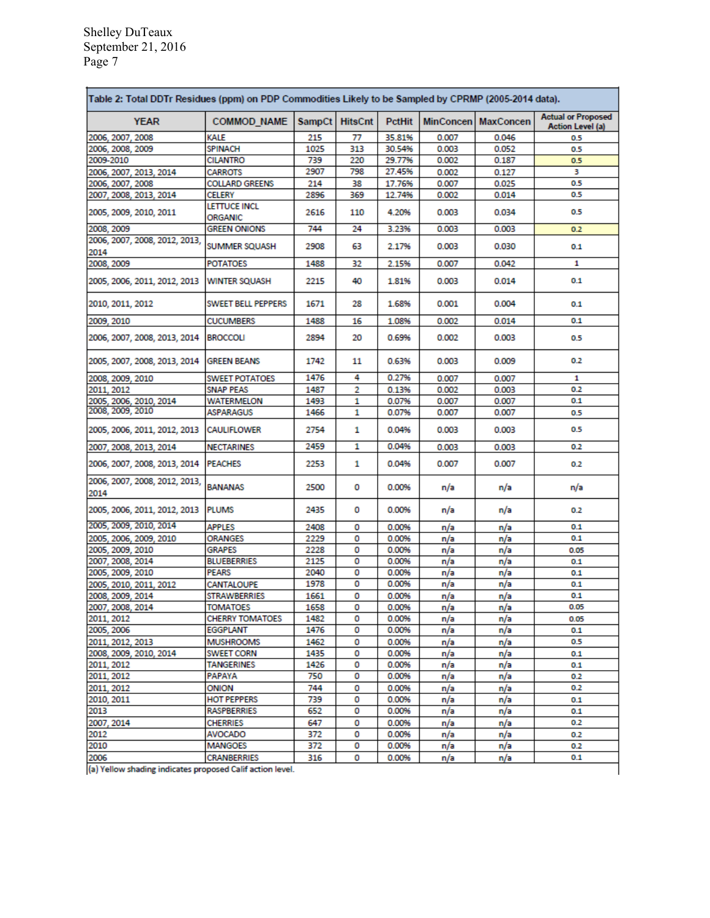**Table 2: Total DDTr Residues (ppm) on PDP Commodities Likely to be Sampled by CPRMP (2005-2014 data).**

| YEAR | COMMOD_NAME | SampCt | HitsCnt | PctHit | MinConcen | MaxConcen | Actual or Proposed Action Level (a) |
|---|---|---|---|---|---|---|---|
| 2006, 2007, 2008 | KALE | 215 | 77 | 35.81% | 0.007 | 0.046 | 0.5 |
| 2006, 2008, 2009 | SPINACH | 1025 | 313 | 30.54% | 0.003 | 0.052 | 0.5 |
| 2009-2010 | CILANTRO | 739 | 220 | 29.77% | 0.002 | 0.187 | 0.5 |
| 2006, 2007, 2013, 2014 | CARROTS | 2907 | 798 | 27.45% | 0.002 | 0.127 | 3 |
| 2006, 2007, 2008 | COLLARD GREENS | 214 | 38 | 17.76% | 0.007 | 0.025 | 0.5 |
| 2007, 2008, 2013, 2014 | CELERY | 2896 | 369 | 12.74% | 0.002 | 0.014 | 0.5 |
| 2005, 2009, 2010, 2011 | LETTUCE INCL ORGANIC | 2616 | 110 | 4.20% | 0.003 | 0.034 | 0.5 |
| 2008, 2009 | GREEN ONIONS | 744 | 24 | 3.23% | 0.003 | 0.003 | 0.2 |
| 2006, 2007, 2008, 2012, 2013, 2014 | SUMMER SQUASH | 2908 | 63 | 2.17% | 0.003 | 0.030 | 0.1 |
| 2008, 2009 | POTATOES | 1488 | 32 | 2.15% | 0.007 | 0.042 | 1 |
| 2005, 2006, 2011, 2012, 2013 | WINTER SQUASH | 2215 | 40 | 1.81% | 0.003 | 0.014 | 0.1 |
| 2010, 2011, 2012 | SWEET BELL PEPPERS | 1671 | 28 | 1.68% | 0.001 | 0.004 | 0.1 |
| 2009, 2010 | CUCUMBERS | 1488 | 16 | 1.08% | 0.002 | 0.014 | 0.1 |
| 2006, 2007, 2008, 2013, 2014 | BROCCOLI | 2894 | 20 | 0.69% | 0.002 | 0.003 | 0.5 |
| 2005, 2007, 2008, 2013, 2014 | GREEN BEANS | 1742 | 11 | 0.63% | 0.003 | 0.009 | 0.2 |
| 2008, 2009, 2010 | SWEET POTATOES | 1476 | 4 | 0.27% | 0.007 | 0.007 | 1 |
| 2011, 2012 | SNAP PEAS | 1487 | 2 | 0.13% | 0.002 | 0.003 | 0.2 |
| 2005, 2006, 2010, 2014 | WATERMELON | 1493 | 1 | 0.07% | 0.007 | 0.007 | 0.1 |
| 2008, 2009, 2010 | ASPARAGUS | 1466 | 1 | 0.07% | 0.007 | 0.007 | 0.5 |
| 2005, 2006, 2011, 2012, 2013 | CAULIFLOWER | 2754 | 1 | 0.04% | 0.003 | 0.003 | 0.5 |
| 2007, 2008, 2013, 2014 | NECTARINES | 2459 | 1 | 0.04% | 0.003 | 0.003 | 0.2 |
| 2006, 2007, 2008, 2013, 2014 | PEACHES | 2253 | 1 | 0.04% | 0.007 | 0.007 | 0.2 |
| 2006, 2007, 2008, 2012, 2013, 2014 | BANANAS | 2500 | 0 | 0.00% | n/a | n/a | n/a |
| 2005, 2006, 2011, 2012, 2013 | PLUMS | 2435 | 0 | 0.00% | n/a | n/a | 0.2 |
| 2005, 2009, 2010, 2014 | APPLES | 2408 | 0 | 0.00% | n/a | n/a | 0.1 |
| 2005, 2006, 2009, 2010 | ORANGES | 2229 | 0 | 0.00% | n/a | n/a | 0.1 |
| 2005, 2009, 2010 | GRAPES | 2228 | 0 | 0.00% | n/a | n/a | 0.05 |
| 2007, 2008, 2014 | BLUEBERRIES | 2125 | 0 | 0.00% | n/a | n/a | 0.1 |
| 2005, 2009, 2010 | PEARS | 2040 | 0 | 0.00% | n/a | n/a | 0.1 |
| 2005, 2010, 2011, 2012 | CANTALOUPE | 1978 | 0 | 0.00% | n/a | n/a | 0.1 |
| 2008, 2009, 2014 | STRAWBERRIES | 1661 | 0 | 0.00% | n/a | n/a | 0.1 |
| 2007, 2008, 2014 | TOMATOES | 1658 | 0 | 0.00% | n/a | n/a | 0.05 |
| 2011, 2012 | CHERRY TOMATOES | 1482 | 0 | 0.00% | n/a | n/a | 0.05 |
| 2005, 2006 | EGGPLANT | 1476 | 0 | 0.00% | n/a | n/a | 0.1 |
| 2011, 2012, 2013 | MUSHROOMS | 1462 | 0 | 0.00% | n/a | n/a | 0.5 |
| 2008, 2009, 2010, 2014 | SWEET CORN | 1435 | 0 | 0.00% | n/a | n/a | 0.1 |
| 2011, 2012 | TANGERINES | 1426 | 0 | 0.00% | n/a | n/a | 0.1 |
| 2011, 2012 | PAPAYA | 750 | 0 | 0.00% | n/a | n/a | 0.2 |
| 2011, 2012 | ONION | 744 | 0 | 0.00% | n/a | n/a | 0.2 |
| 2010, 2011 | HOT PEPPERS | 739 | 0 | 0.00% | n/a | n/a | 0.1 |
| 2013 | RASPBERRIES | 652 | 0 | 0.00% | n/a | n/a | 0.1 |
| 2007, 2014 | CHERRIES | 647 | 0 | 0.00% | n/a | n/a | 0.2 |
| 2012 | AVOCADO | 372 | 0 | 0.00% | n/a | n/a | 0.2 |
| 2010 | MANGOES | 372 | 0 | 0.00% | n/a | n/a | 0.2 |
| 2006 | CRANBERRIES | 316 | 0 | 0.00% | n/a | n/a | 0.1 |

(a) Yellow shading indicates proposed Calif action level.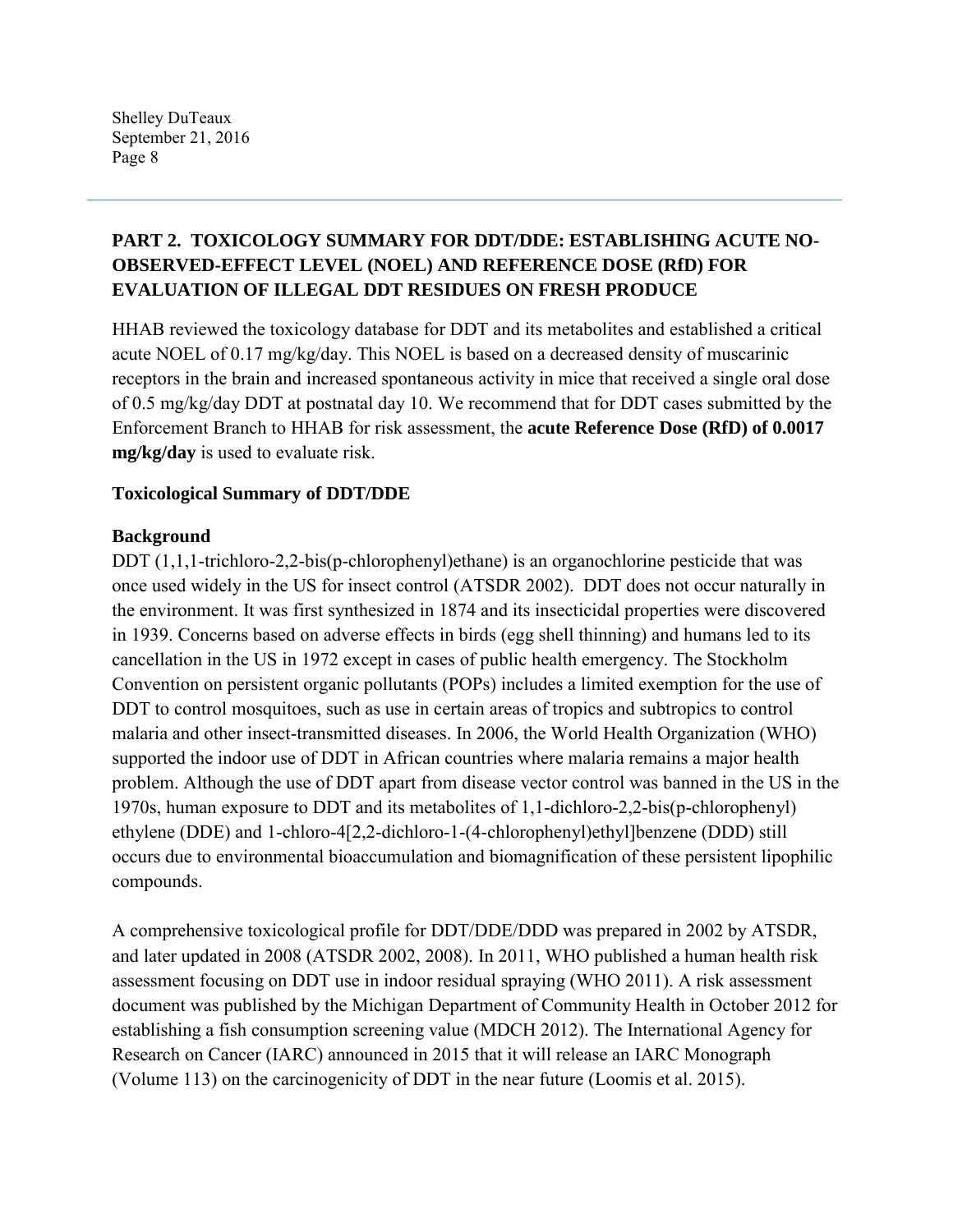## PART 2. TOXICOLOGY SUMMARY FOR DDT/DDE: ESTABLISHING ACUTE NO-OBSERVED-EFFECT LEVEL (NOEL) AND REFERENCE DOSE (RfD) FOR EVALUATION OF ILLEGAL DDT RESIDUES ON FRESH PRODUCE

HHAB reviewed the toxicology database for DDT and its metabolites and established a critical acute NOEL of 0.17 mg/kg/day. This NOEL is based on a decreased density of muscarinic receptors in the brain and increased spontaneous activity in mice that received a single oral dose of 0.5 mg/kg/day DDT at postnatal day 10. We recommend that for DDT cases submitted by the Enforcement Branch to HHAB for risk assessment, the **acute Reference Dose (RfD) of 0.0017 mg/kg/day** is used to evaluate risk.

### Toxicological Summary of DDT/DDE

#### Background

DDT (1,1,1-trichloro-2,2-bis(p-chlorophenyl)ethane) is an organochlorine pesticide that was once used widely in the US for insect control (ATSDR 2002). DDT does not occur naturally in the environment. It was first synthesized in 1874 and its insecticidal properties were discovered in 1939. Concerns based on adverse effects in birds (egg shell thinning) and humans led to its cancellation in the US in 1972 except in cases of public health emergency. The Stockholm Convention on persistent organic pollutants (POPs) includes a limited exemption for the use of DDT to control mosquitoes, such as use in certain areas of tropics and subtropics to control malaria and other insect-transmitted diseases. In 2006, the World Health Organization (WHO) supported the indoor use of DDT in African countries where malaria remains a major health problem. Although the use of DDT apart from disease vector control was banned in the US in the 1970s, human exposure to DDT and its metabolites of 1,1-dichloro-2,2-bis(p-chlorophenyl) ethylene (DDE) and 1-chloro-4[2,2-dichloro-1-(4-chlorophenyl)ethyl]benzene (DDD) still occurs due to environmental bioaccumulation and biomagnification of these persistent lipophilic compounds.

A comprehensive toxicological profile for DDT/DDE/DDD was prepared in 2002 by ATSDR, and later updated in 2008 (ATSDR 2002, 2008). In 2011, WHO published a human health risk assessment focusing on DDT use in indoor residual spraying (WHO 2011). A risk assessment document was published by the Michigan Department of Community Health in October 2012 for establishing a fish consumption screening value (MDCH 2012). The International Agency for Research on Cancer (IARC) announced in 2015 that it will release an IARC Monograph (Volume 113) on the carcinogenicity of DDT in the near future (Loomis et al. 2015).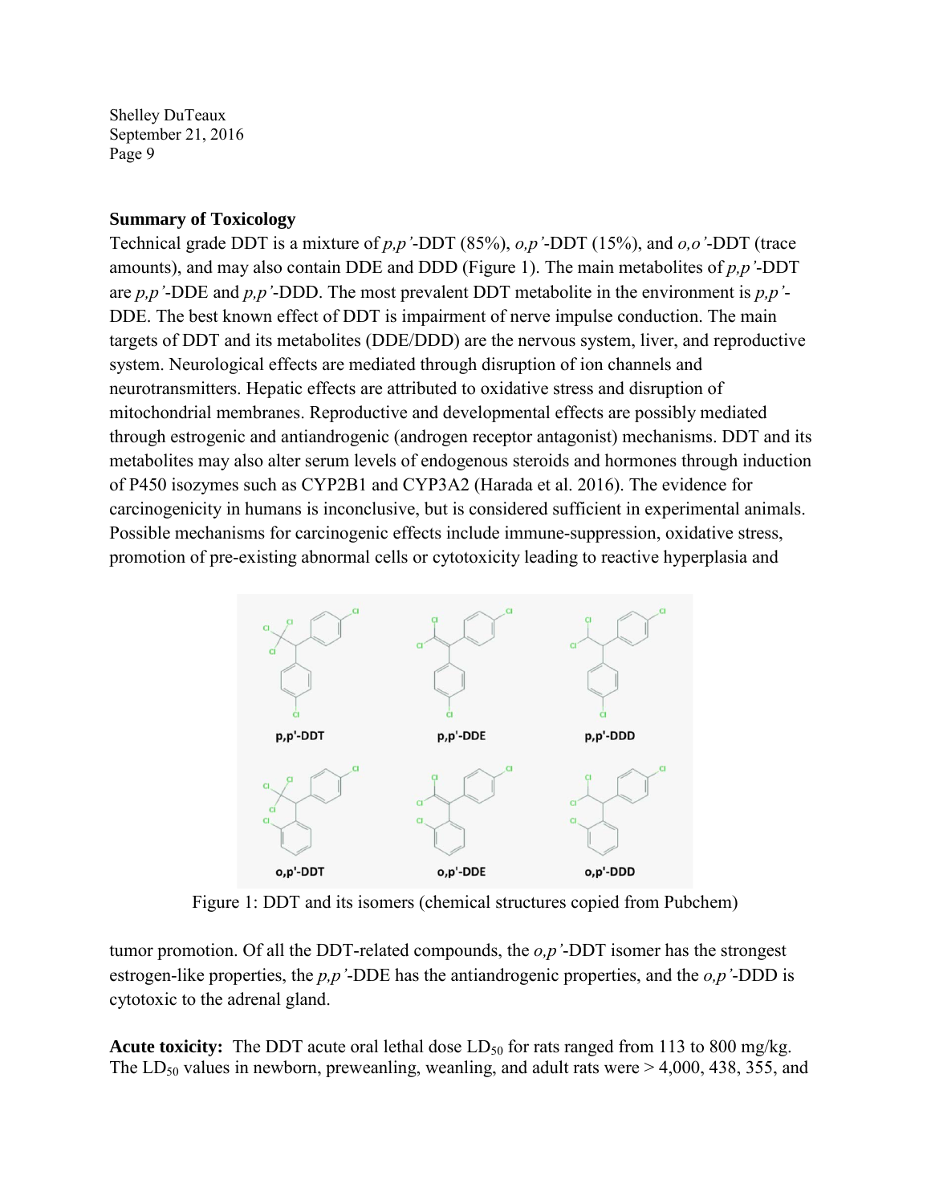**Summary of Toxicology**

Technical grade DDT is a mixture of *p,p'*-DDT (85%), *o,p'*-DDT (15%), and *o,o'*-DDT (trace amounts), and may also contain DDE and DDD (Figure 1). The main metabolites of *p,p'*-DDT are *p,p'*-DDE and *p,p'*-DDD. The most prevalent DDT metabolite in the environment is *p,p'*-DDE. The best known effect of DDT is impairment of nerve impulse conduction. The main targets of DDT and its metabolites (DDE/DDD) are the nervous system, liver, and reproductive system. Neurological effects are mediated through disruption of ion channels and neurotransmitters. Hepatic effects are attributed to oxidative stress and disruption of mitochondrial membranes. Reproductive and developmental effects are possibly mediated through estrogenic and antiandrogenic (androgen receptor antagonist) mechanisms. DDT and its metabolites may also alter serum levels of endogenous steroids and hormones through induction of P450 isozymes such as CYP2B1 and CYP3A2 (Harada et al. 2016). The evidence for carcinogenicity in humans is inconclusive, but is considered sufficient in experimental animals. Possible mechanisms for carcinogenic effects include immune-suppression, oxidative stress, promotion of pre-existing abnormal cells or cytotoxicity leading to reactive hyperplasia and tumor promotion. Of all the DDT-related compounds, the *o,p'*-DDT isomer has the strongest estrogen-like properties, the *p,p'*-DDE has the antiandrogenic properties, and the *o,p'*-DDD is cytotoxic to the adrenal gland.

Figure 1: DDT and its isomers (chemical structures copied from Pubchem)

**Acute toxicity:** The DDT acute oral lethal dose $LD_{50}$ for rats ranged from 113 to 800 mg/kg. The $LD_{50}$ values in newborn, preweanling, weanling, and adult rats were > 4,000, 438, 355, and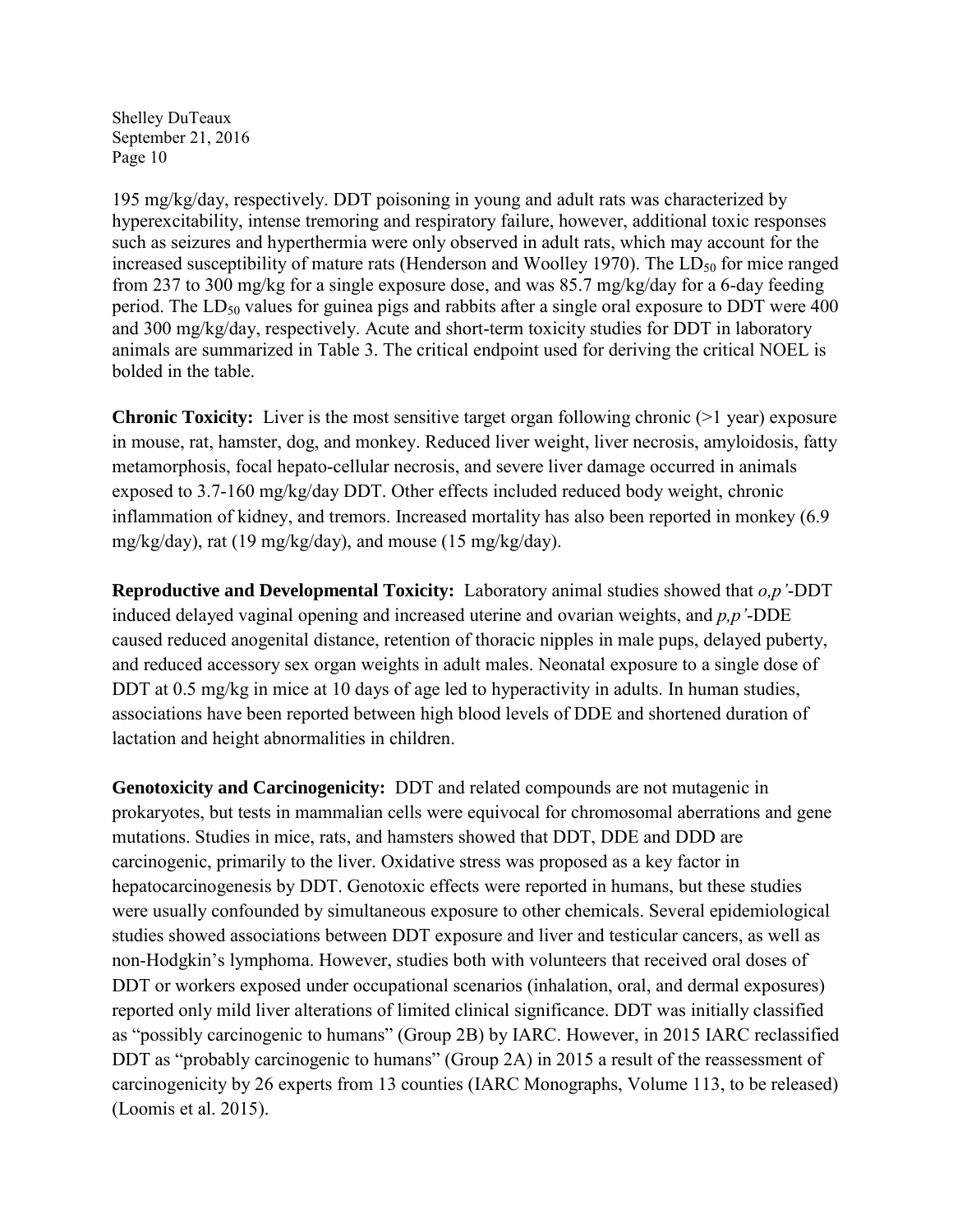195 mg/kg/day, respectively. DDT poisoning in young and adult rats was characterized by hyperexcitability, intense tremoring and respiratory failure, however, additional toxic responses such as seizures and hyperthermia were only observed in adult rats, which may account for the increased susceptibility of mature rats (Henderson and Woolley 1970). The $LD_{50}$ for mice ranged from 237 to 300 mg/kg for a single exposure dose, and was 85.7 mg/kg/day for a 6-day feeding period. The $LD_{50}$ values for guinea pigs and rabbits after a single oral exposure to DDT were 400 and 300 mg/kg/day, respectively. Acute and short-term toxicity studies for DDT in laboratory animals are summarized in Table 3. The critical endpoint used for deriving the critical NOEL is bolded in the table.

**Chronic Toxicity:** Liver is the most sensitive target organ following chronic (>1 year) exposure in mouse, rat, hamster, dog, and monkey. Reduced liver weight, liver necrosis, amyloidosis, fatty metamorphosis, focal hepato-cellular necrosis, and severe liver damage occurred in animals exposed to 3.7-160 mg/kg/day DDT. Other effects included reduced body weight, chronic inflammation of kidney, and tremors. Increased mortality has also been reported in monkey (6.9 mg/kg/day), rat (19 mg/kg/day), and mouse (15 mg/kg/day).

**Reproductive and Developmental Toxicity:** Laboratory animal studies showed that *o,p'*-DDT induced delayed vaginal opening and increased uterine and ovarian weights, and *p,p'*-DDE caused reduced anogenital distance, retention of thoracic nipples in male pups, delayed puberty, and reduced accessory sex organ weights in adult males. Neonatal exposure to a single dose of DDT at 0.5 mg/kg in mice at 10 days of age led to hyperactivity in adults. In human studies, associations have been reported between high blood levels of DDE and shortened duration of lactation and height abnormalities in children.

**Genotoxicity and Carcinogenicity:** DDT and related compounds are not mutagenic in prokaryotes, but tests in mammalian cells were equivocal for chromosomal aberrations and gene mutations. Studies in mice, rats, and hamsters showed that DDT, DDE and DDD are carcinogenic, primarily to the liver. Oxidative stress was proposed as a key factor in hepatocarcinogenesis by DDT. Genotoxic effects were reported in humans, but these studies were usually confounded by simultaneous exposure to other chemicals. Several epidemiological studies showed associations between DDT exposure and liver and testicular cancers, as well as non-Hodgkin's lymphoma. However, studies both with volunteers that received oral doses of DDT or workers exposed under occupational scenarios (inhalation, oral, and dermal exposures) reported only mild liver alterations of limited clinical significance. DDT was initially classified as "possibly carcinogenic to humans" (Group 2B) by IARC. However, in 2015 IARC reclassified DDT as "probably carcinogenic to humans" (Group 2A) in 2015 a result of the reassessment of carcinogenicity by 26 experts from 13 counties (IARC Monographs, Volume 113, to be released) (Loomis et al. 2015).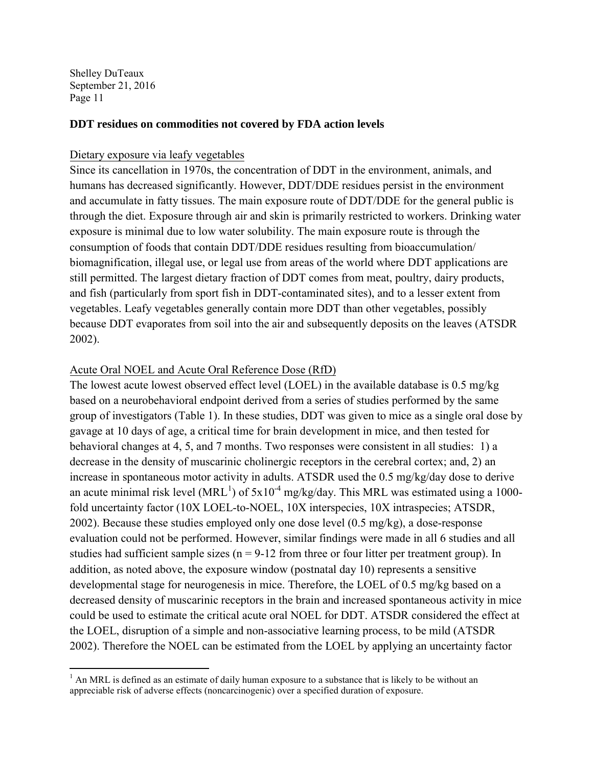**DDT residues on commodities not covered by FDA action levels**

Dietary exposure via leafy vegetables

Since its cancellation in 1970s, the concentration of DDT in the environment, animals, and humans has decreased significantly. However, DDT/DDE residues persist in the environment and accumulate in fatty tissues. The main exposure route of DDT/DDE for the general public is through the diet. Exposure through air and skin is primarily restricted to workers. Drinking water exposure is minimal due to low water solubility. The main exposure route is through the consumption of foods that contain DDT/DDE residues resulting from bioaccumulation/ biomagnification, illegal use, or legal use from areas of the world where DDT applications are still permitted. The largest dietary fraction of DDT comes from meat, poultry, dairy products, and fish (particularly from sport fish in DDT-contaminated sites), and to a lesser extent from vegetables. Leafy vegetables generally contain more DDT than other vegetables, possibly because DDT evaporates from soil into the air and subsequently deposits on the leaves (ATSDR 2002).

Acute Oral NOEL and Acute Oral Reference Dose (RfD)

The lowest acute lowest observed effect level (LOEL) in the available database is 0.5 mg/kg based on a neurobehavioral endpoint derived from a series of studies performed by the same group of investigators (Table 1). In these studies, DDT was given to mice as a single oral dose by gavage at 10 days of age, a critical time for brain development in mice, and then tested for behavioral changes at 4, 5, and 7 months. Two responses were consistent in all studies: 1) a decrease in the density of muscarinic cholinergic receptors in the cerebral cortex; and, 2) an increase in spontaneous motor activity in adults. ATSDR used the 0.5 mg/kg/day dose to derive an acute minimal risk level (MRL[1]) of $5x10^{-4}$ mg/kg/day. This MRL was estimated using a 1000-fold uncertainty factor (10X LOEL-to-NOEL, 10X interspecies, 10X intraspecies; ATSDR, 2002). Because these studies employed only one dose level (0.5 mg/kg), a dose-response evaluation could not be performed. However, similar findings were made in all 6 studies and all studies had sufficient sample sizes (n = 9-12 from three or four litter per treatment group). In addition, as noted above, the exposure window (postnatal day 10) represents a sensitive developmental stage for neurogenesis in mice. Therefore, the LOEL of 0.5 mg/kg based on a decreased density of muscarinic receptors in the brain and increased spontaneous activity in mice could be used to estimate the critical acute oral NOEL for DDT. ATSDR considered the effect at the LOEL, disruption of a simple and non-associative learning process, to be mild (ATSDR 2002). Therefore the NOEL can be estimated from the LOEL by applying an uncertainty factor

[1] An MRL is defined as an estimate of daily human exposure to a substance that is likely to be without an appreciable risk of adverse effects (noncarcinogenic) over a specified duration of exposure.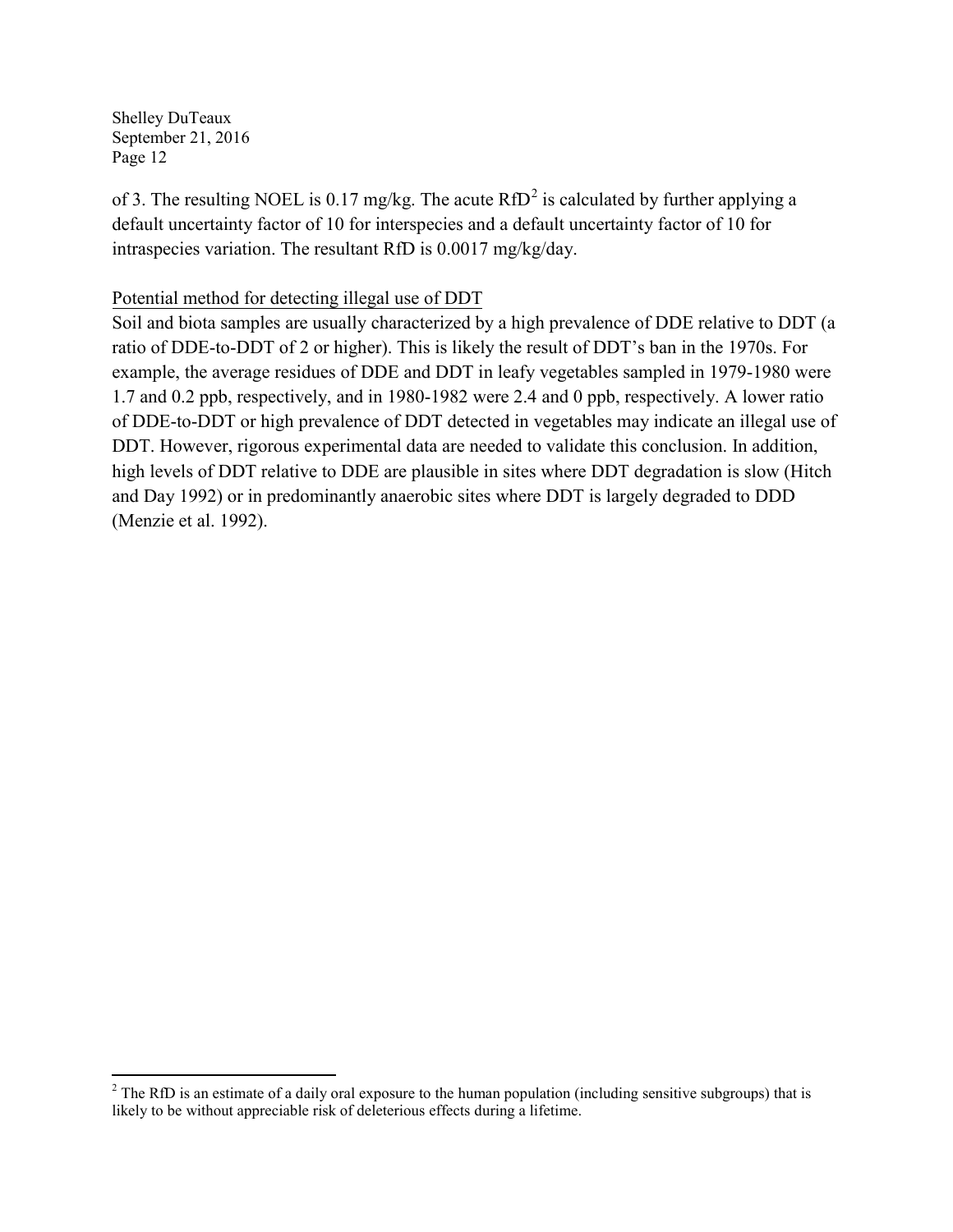of 3. The resulting NOEL is 0.17 mg/kg. The acute RfD[2] is calculated by further applying a default uncertainty factor of 10 for interspecies and a default uncertainty factor of 10 for intraspecies variation. The resultant RfD is 0.0017 mg/kg/day.

<u>Potential method for detecting illegal use of DDT</u>

Soil and biota samples are usually characterized by a high prevalence of DDE relative to DDT (a ratio of DDE-to-DDT of 2 or higher). This is likely the result of DDT's ban in the 1970s. For example, the average residues of DDE and DDT in leafy vegetables sampled in 1979-1980 were 1.7 and 0.2 ppb, respectively, and in 1980-1982 were 2.4 and 0 ppb, respectively. A lower ratio of DDE-to-DDT or high prevalence of DDT detected in vegetables may indicate an illegal use of DDT. However, rigorous experimental data are needed to validate this conclusion. In addition, high levels of DDT relative to DDE are plausible in sites where DDT degradation is slow (Hitch and Day 1992) or in predominantly anaerobic sites where DDT is largely degraded to DDD (Menzie et al. 1992).

---

[2] The RfD is an estimate of a daily oral exposure to the human population (including sensitive subgroups) that is likely to be without appreciable risk of deleterious effects during a lifetime.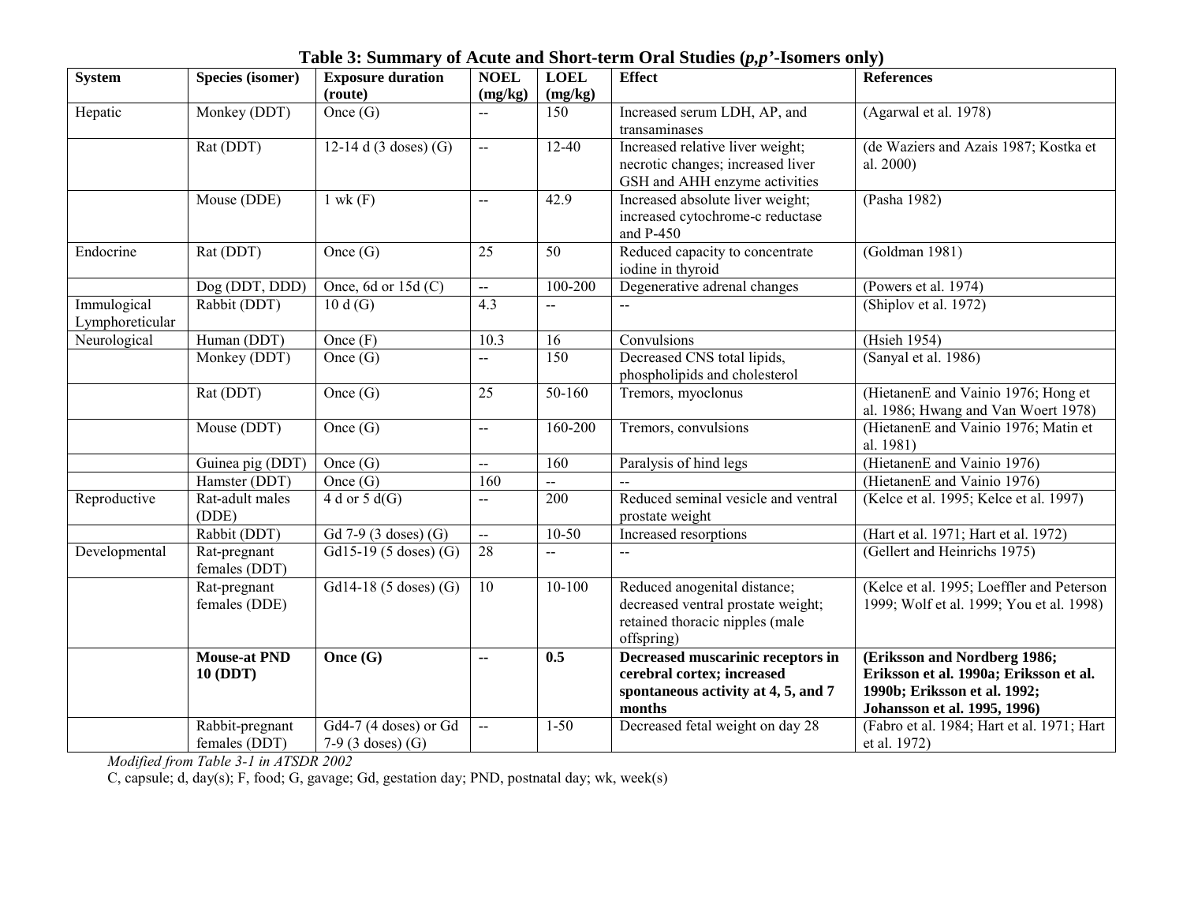**Table 3: Summary of Acute and Short-term Oral Studies (*p,p'*-Isomers only)**

| System | Species (isomer) | Exposure duration (route) | NOEL (mg/kg) | LOEL (mg/kg) | Effect | References |
|---|---|---|---|---|---|---|
| Hepatic | Monkey (DDT) | Once (G) | -- | 150 | Increased serum LDH, AP, and transaminases | (Agarwal et al. 1978) |
| | Rat (DDT) | 12-14 d (3 doses) (G) | -- | 12-40 | Increased relative liver weight; necrotic changes; increased liver GSH and AHH enzyme activities | (de Waziers and Azais 1987; Kostka et al. 2000) |
| | Mouse (DDE) | 1 wk (F) | -- | 42.9 | Increased absolute liver weight; increased cytochrome-c reductase and P-450 | (Pasha 1982) |
| Endocrine | Rat (DDT) | Once (G) | 25 | 50 | Reduced capacity to concentrate iodine in thyroid | (Goldman 1981) |
| | Dog (DDT, DDD) | Once, 6d or 15d (C) | -- | 100-200 | Degenerative adrenal changes | (Powers et al. 1974) |
| Immulogical Lymphoreticular | Rabbit (DDT) | 10 d (G) | 4.3 | -- | -- | (Shiplov et al. 1972) |
| Neurological | Human (DDT) | Once (F) | 10.3 | 16 | Convulsions | (Hsieh 1954) |
| | Monkey (DDT) | Once (G) | -- | 150 | Decreased CNS total lipids, phospholipids and cholesterol | (Sanyal et al. 1986) |
| | Rat (DDT) | Once (G) | 25 | 50-160 | Tremors, myoclonus | (HietanenE and Vainio 1976; Hong et al. 1986; Hwang and Van Woert 1978) |
| | Mouse (DDT) | Once (G) | -- | 160-200 | Tremors, convulsions | (HietanenE and Vainio 1976; Matin et al. 1981) |
| | Guinea pig (DDT) | Once (G) | -- | 160 | Paralysis of hind legs | (HietanenE and Vainio 1976) |
| | Hamster (DDT) | Once (G) | 160 | -- | -- | (HietanenE and Vainio 1976) |
| Reproductive | Rat-adult males (DDE) | 4 d or 5 d(G) | -- | 200 | Reduced seminal vesicle and ventral prostate weight | (Kelce et al. 1995; Kelce et al. 1997) |
| | Rabbit (DDT) | Gd 7-9 (3 doses) (G) | -- | 10-50 | Increased resorptions | (Hart et al. 1971; Hart et al. 1972) |
| Developmental | Rat-pregnant females (DDT) | Gd15-19 (5 doses) (G) | 28 | -- | -- | (Gellert and Heinrichs 1975) |
| | Rat-pregnant females (DDE) | Gd14-18 (5 doses) (G) | 10 | 10-100 | Reduced anogenital distance; decreased ventral prostate weight; retained thoracic nipples (male offspring) | (Kelce et al. 1995; Loeffler and Peterson 1999; Wolf et al. 1999; You et al. 1998) |
| | **Mouse-at PND 10 (DDT)** | **Once (G)** | **--** | **0.5** | **Decreased muscarinic receptors in cerebral cortex; increased spontaneous activity at 4, 5, and 7 months** | **(Eriksson and Nordberg 1986; Eriksson et al. 1990a; Eriksson et al. 1990b; Eriksson et al. 1992; Johansson et al. 1995, 1996)** |
| | Rabbit-pregnant females (DDT) | Gd4-7 (4 doses) or Gd 7-9 (3 doses) (G) | -- | 1-50 | Decreased fetal weight on day 28 | (Fabro et al. 1984; Hart et al. 1971; Hart et al. 1972) |

*Modified from Table 3-1 in ATSDR 2002*

C, capsule; d, day(s); F, food; G, gavage; Gd, gestation day; PND, postnatal day; wk, week(s)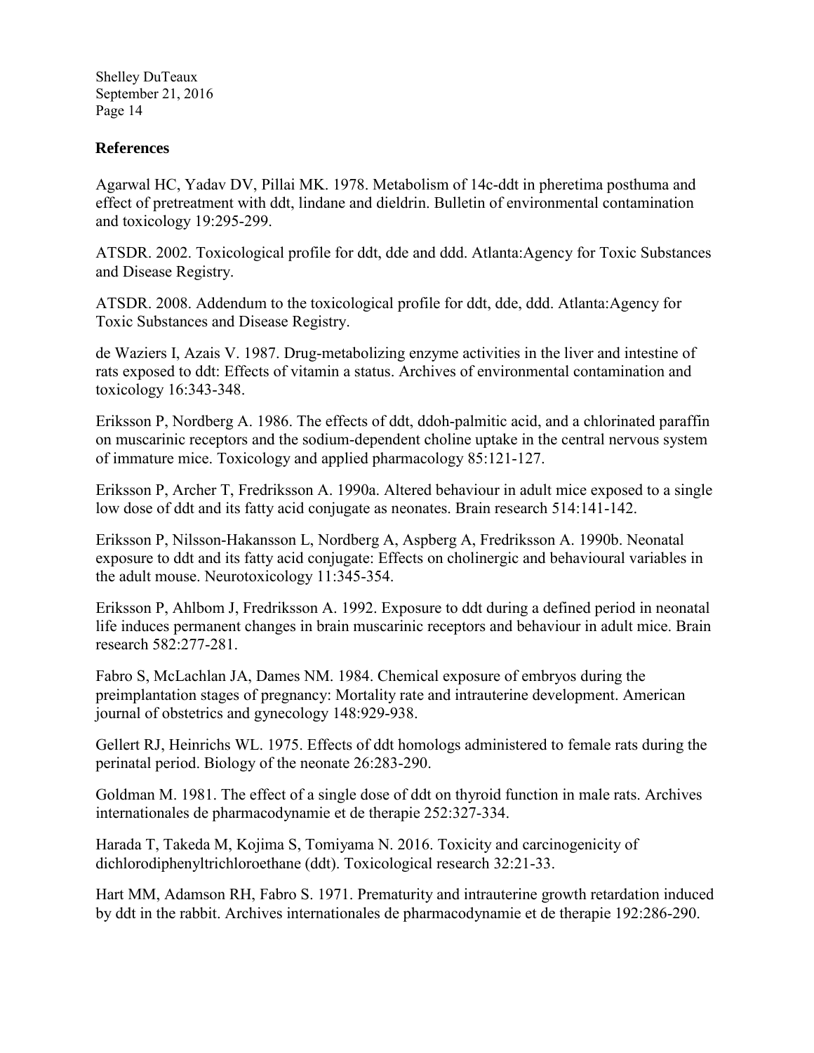## References

Agarwal HC, Yadav DV, Pillai MK. 1978. Metabolism of 14c-ddt in pheretima posthuma and effect of pretreatment with ddt, lindane and dieldrin. Bulletin of environmental contamination and toxicology 19:295-299.

ATSDR. 2002. Toxicological profile for ddt, dde and ddd. Atlanta:Agency for Toxic Substances and Disease Registry.

ATSDR. 2008. Addendum to the toxicological profile for ddt, dde, ddd. Atlanta:Agency for Toxic Substances and Disease Registry.

de Waziers I, Azais V. 1987. Drug-metabolizing enzyme activities in the liver and intestine of rats exposed to ddt: Effects of vitamin a status. Archives of environmental contamination and toxicology 16:343-348.

Eriksson P, Nordberg A. 1986. The effects of ddt, ddoh-palmitic acid, and a chlorinated paraffin on muscarinic receptors and the sodium-dependent choline uptake in the central nervous system of immature mice. Toxicology and applied pharmacology 85:121-127.

Eriksson P, Archer T, Fredriksson A. 1990a. Altered behaviour in adult mice exposed to a single low dose of ddt and its fatty acid conjugate as neonates. Brain research 514:141-142.

Eriksson P, Nilsson-Hakansson L, Nordberg A, Aspberg A, Fredriksson A. 1990b. Neonatal exposure to ddt and its fatty acid conjugate: Effects on cholinergic and behavioural variables in the adult mouse. Neurotoxicology 11:345-354.

Eriksson P, Ahlbom J, Fredriksson A. 1992. Exposure to ddt during a defined period in neonatal life induces permanent changes in brain muscarinic receptors and behaviour in adult mice. Brain research 582:277-281.

Fabro S, McLachlan JA, Dames NM. 1984. Chemical exposure of embryos during the preimplantation stages of pregnancy: Mortality rate and intrauterine development. American journal of obstetrics and gynecology 148:929-938.

Gellert RJ, Heinrichs WL. 1975. Effects of ddt homologs administered to female rats during the perinatal period. Biology of the neonate 26:283-290.

Goldman M. 1981. The effect of a single dose of ddt on thyroid function in male rats. Archives internationales de pharmacodynamie et de therapie 252:327-334.

Harada T, Takeda M, Kojima S, Tomiyama N. 2016. Toxicity and carcinogenicity of dichlorodiphenyltrichloroethane (ddt). Toxicological research 32:21-33.

Hart MM, Adamson RH, Fabro S. 1971. Prematurity and intrauterine growth retardation induced by ddt in the rabbit. Archives internationales de pharmacodynamie et de therapie 192:286-290.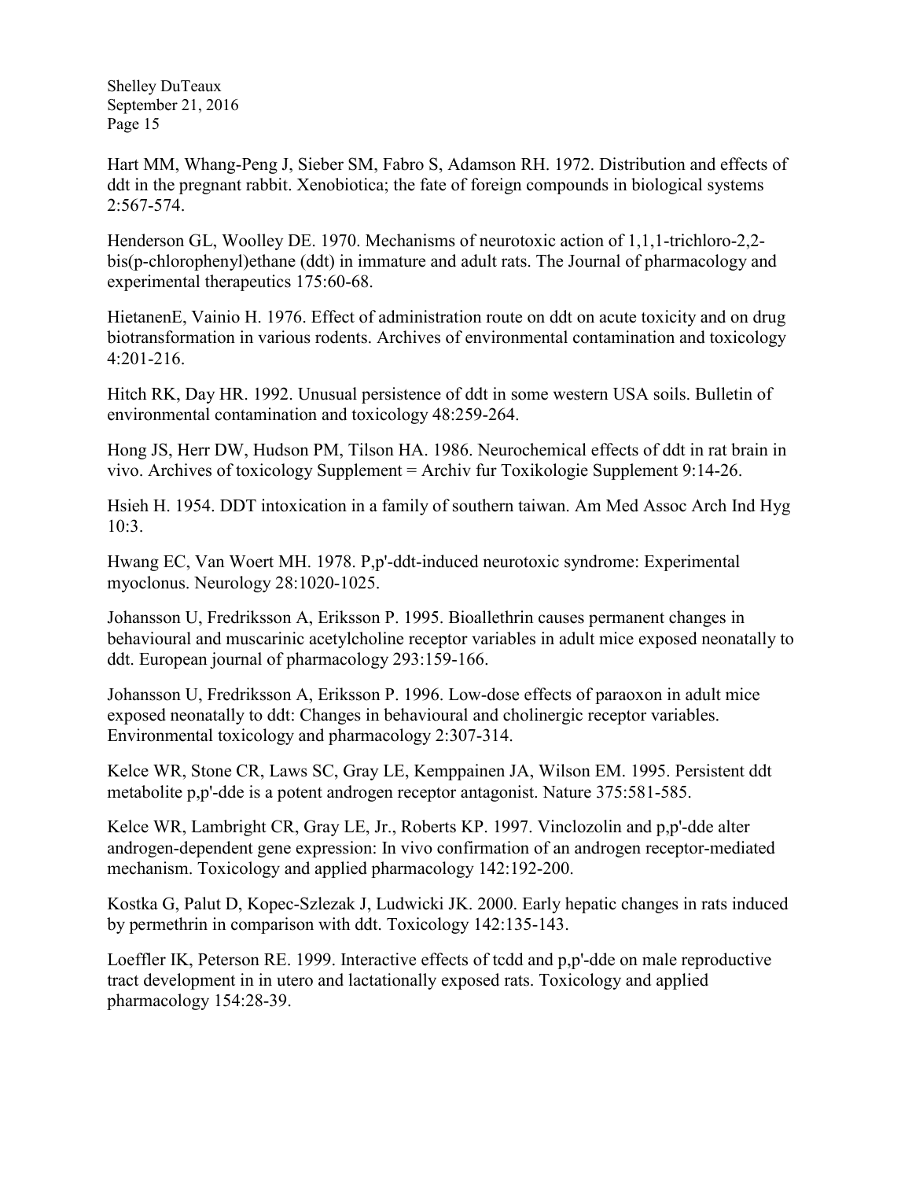Hart MM, Whang-Peng J, Sieber SM, Fabro S, Adamson RH. 1972. Distribution and effects of ddt in the pregnant rabbit. Xenobiotica; the fate of foreign compounds in biological systems 2:567-574.

Henderson GL, Woolley DE. 1970. Mechanisms of neurotoxic action of 1,1,1-trichloro-2,2-bis(p-chlorophenyl)ethane (ddt) in immature and adult rats. The Journal of pharmacology and experimental therapeutics 175:60-68.

HietanenE, Vainio H. 1976. Effect of administration route on ddt on acute toxicity and on drug biotransformation in various rodents. Archives of environmental contamination and toxicology 4:201-216.

Hitch RK, Day HR. 1992. Unusual persistence of ddt in some western USA soils. Bulletin of environmental contamination and toxicology 48:259-264.

Hong JS, Herr DW, Hudson PM, Tilson HA. 1986. Neurochemical effects of ddt in rat brain in vivo. Archives of toxicology Supplement = Archiv fur Toxikologie Supplement 9:14-26.

Hsieh H. 1954. DDT intoxication in a family of southern taiwan. Am Med Assoc Arch Ind Hyg 10:3.

Hwang EC, Van Woert MH. 1978. P,p'-ddt-induced neurotoxic syndrome: Experimental myoclonus. Neurology 28:1020-1025.

Johansson U, Fredriksson A, Eriksson P. 1995. Bioallethrin causes permanent changes in behavioural and muscarinic acetylcholine receptor variables in adult mice exposed neonatally to ddt. European journal of pharmacology 293:159-166.

Johansson U, Fredriksson A, Eriksson P. 1996. Low-dose effects of paraoxon in adult mice exposed neonatally to ddt: Changes in behavioural and cholinergic receptor variables. Environmental toxicology and pharmacology 2:307-314.

Kelce WR, Stone CR, Laws SC, Gray LE, Kemppainen JA, Wilson EM. 1995. Persistent ddt metabolite p,p'-dde is a potent androgen receptor antagonist. Nature 375:581-585.

Kelce WR, Lambright CR, Gray LE, Jr., Roberts KP. 1997. Vinclozolin and p,p'-dde alter androgen-dependent gene expression: In vivo confirmation of an androgen receptor-mediated mechanism. Toxicology and applied pharmacology 142:192-200.

Kostka G, Palut D, Kopec-Szlezak J, Ludwicki JK. 2000. Early hepatic changes in rats induced by permethrin in comparison with ddt. Toxicology 142:135-143.

Loeffler IK, Peterson RE. 1999. Interactive effects of tcdd and p,p'-dde on male reproductive tract development in in utero and lactationally exposed rats. Toxicology and applied pharmacology 154:28-39.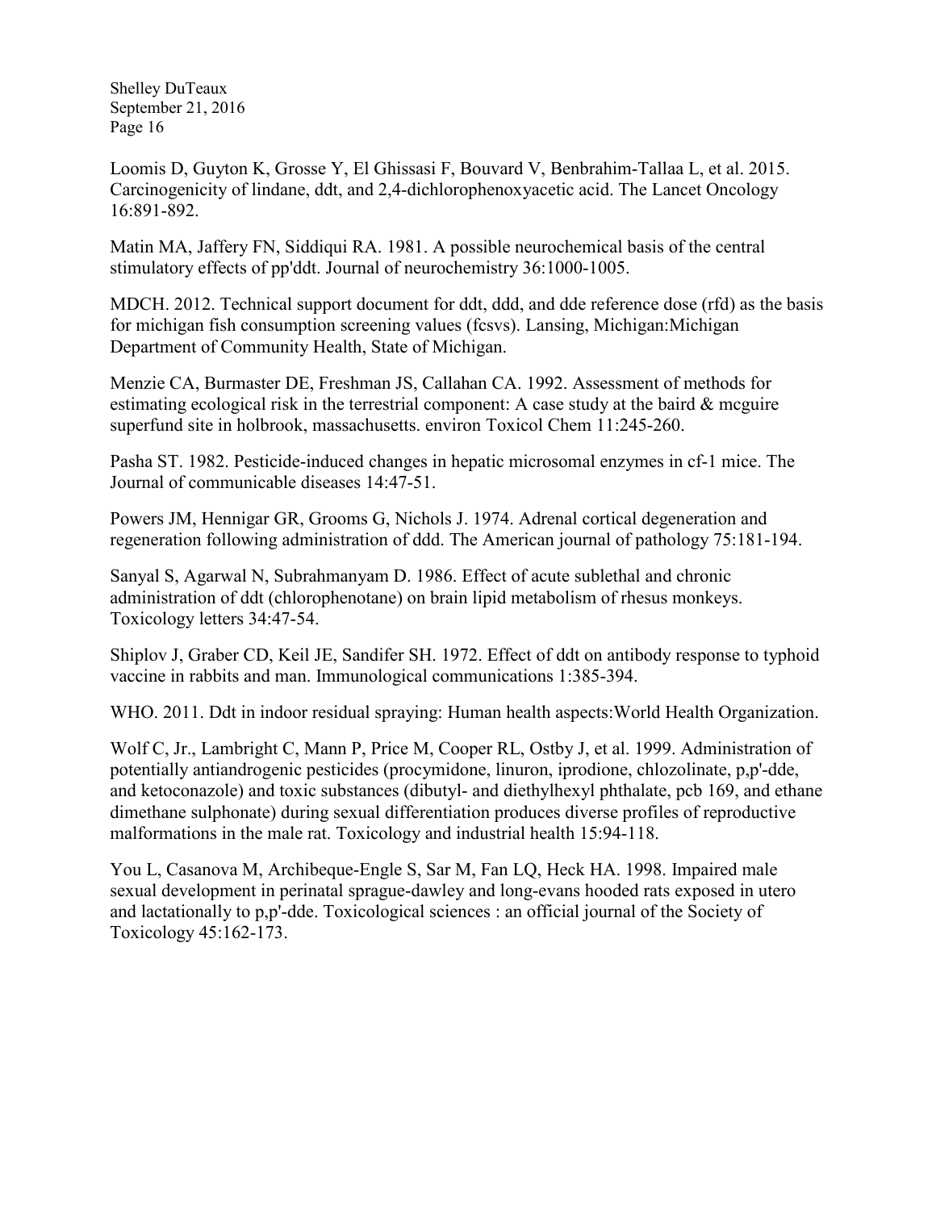Loomis D, Guyton K, Grosse Y, El Ghissasi F, Bouvard V, Benbrahim-Tallaa L, et al. 2015. Carcinogenicity of lindane, ddt, and 2,4-dichlorophenoxyacetic acid. The Lancet Oncology 16:891-892.

Matin MA, Jaffery FN, Siddiqui RA. 1981. A possible neurochemical basis of the central stimulatory effects of pp'ddt. Journal of neurochemistry 36:1000-1005.

MDCH. 2012. Technical support document for ddt, ddd, and dde reference dose (rfd) as the basis for michigan fish consumption screening values (fcsvs). Lansing, Michigan:Michigan Department of Community Health, State of Michigan.

Menzie CA, Burmaster DE, Freshman JS, Callahan CA. 1992. Assessment of methods for estimating ecological risk in the terrestrial component: A case study at the baird & mcguire superfund site in holbrook, massachusetts. environ Toxicol Chem 11:245-260.

Pasha ST. 1982. Pesticide-induced changes in hepatic microsomal enzymes in cf-1 mice. The Journal of communicable diseases 14:47-51.

Powers JM, Hennigar GR, Grooms G, Nichols J. 1974. Adrenal cortical degeneration and regeneration following administration of ddd. The American journal of pathology 75:181-194.

Sanyal S, Agarwal N, Subrahmanyam D. 1986. Effect of acute sublethal and chronic administration of ddt (chlorophenotane) on brain lipid metabolism of rhesus monkeys. Toxicology letters 34:47-54.

Shiplov J, Graber CD, Keil JE, Sandifer SH. 1972. Effect of ddt on antibody response to typhoid vaccine in rabbits and man. Immunological communications 1:385-394.

WHO. 2011. Ddt in indoor residual spraying: Human health aspects:World Health Organization.

Wolf C, Jr., Lambright C, Mann P, Price M, Cooper RL, Ostby J, et al. 1999. Administration of potentially antiandrogenic pesticides (procymidone, linuron, iprodione, chlozolinate, p,p'-dde, and ketoconazole) and toxic substances (dibutyl- and diethylhexyl phthalate, pcb 169, and ethane dimethane sulphonate) during sexual differentiation produces diverse profiles of reproductive malformations in the male rat. Toxicology and industrial health 15:94-118.

You L, Casanova M, Archibeque-Engle S, Sar M, Fan LQ, Heck HA. 1998. Impaired male sexual development in perinatal sprague-dawley and long-evans hooded rats exposed in utero and lactationally to p,p'-dde. Toxicological sciences : an official journal of the Society of Toxicology 45:162-173.